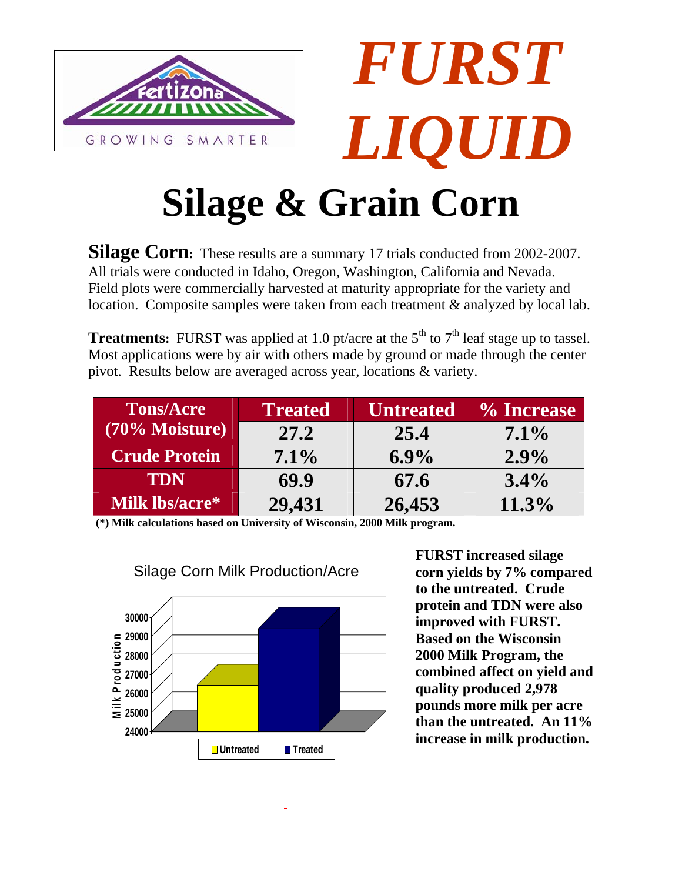Fertizona
GROWING SMARTER

# *FURST LIQUID*

# Silage & Grain Corn

**Silage Corn:** These results are a summary 17 trials conducted from 2002-2007. All trials were conducted in Idaho, Oregon, Washington, California and Nevada. Field plots were commercially harvested at maturity appropriate for the variety and location. Composite samples were taken from each treatment & analyzed by local lab.

**Treatments:** FURST was applied at 1.0 pt/acre at the 5th to 7th leaf stage up to tassel. Most applications were by air with others made by ground or made through the center pivot. Results below are averaged across year, locations & variety.

| | Treated | Untreated | % Increase |
|---|---|---|---|
| Tons/Acre (70% Moisture) | 27.2 | 25.4 | 7.1% |
| Crude Protein | 7.1% | 6.9% | 2.9% |
| TDN | 69.9 | 67.6 | 3.4% |
| Milk lbs/acre* | 29,431 | 26,453 | 11.3% |

**(*) Milk calculations based on University of Wisconsin, 2000 Milk program.**

Silage Corn Milk Production/Acre

| | Milk Production |
|---|---|
| Untreated | 26,453 |
| Treated | 29,431 |

**FURST increased silage corn yields by 7% compared to the untreated. Crude protein and TDN were also improved with FURST. Based on the Wisconsin 2000 Milk Program, the combined affect on yield and quality produced 2,978 pounds more milk per acre than the untreated. An 11% increase in milk production.**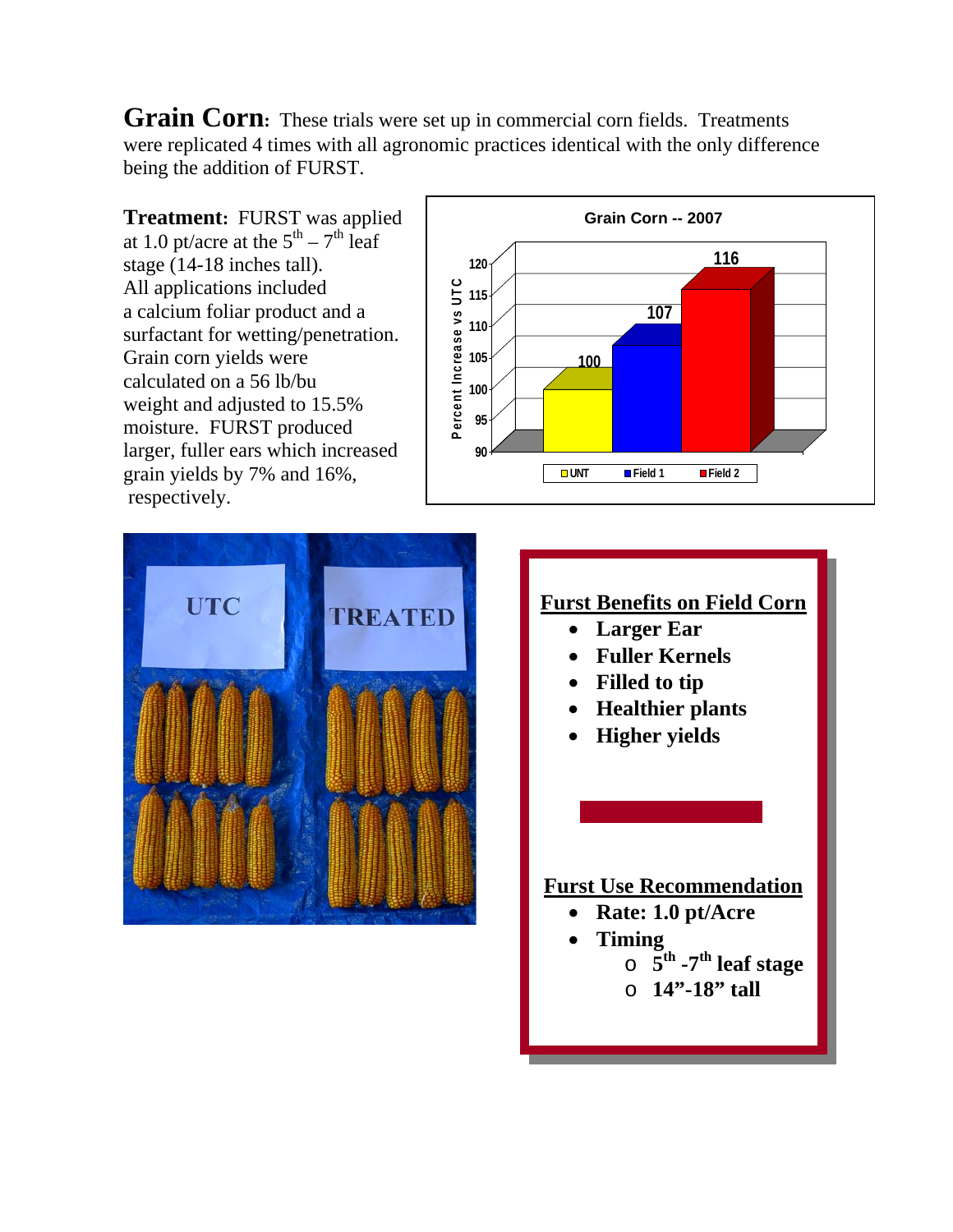**Grain Corn:** These trials were set up in commercial corn fields. Treatments were replicated 4 times with all agronomic practices identical with the only difference being the addition of FURST.

**Treatment:** FURST was applied at 1.0 pt/acre at the 5th – 7th leaf stage (14-18 inches tall). All applications included a calcium foliar product and a surfactant for wetting/penetration. Grain corn yields were calculated on a 56 lb/bu weight and adjusted to 15.5% moisture. FURST produced larger, fuller ears which increased grain yields by 7% and 16%, respectively.

Grain Corn -- 2007

Percent Increase vs UTC

120
115
110
105
100
95
90

100
107
116

UNT
Field 1
Field 2

UTC

TREATED

**Furst Benefits on Field Corn**

- **Larger Ear**
- **Fuller Kernels**
- **Filled to tip**
- **Healthier plants**
- **Higher yields**

**Furst Use Recommendation**

- **Rate: 1.0 pt/Acre**
- **Timing**
  - **5th -7th leaf stage**
  - **14"-18" tall**